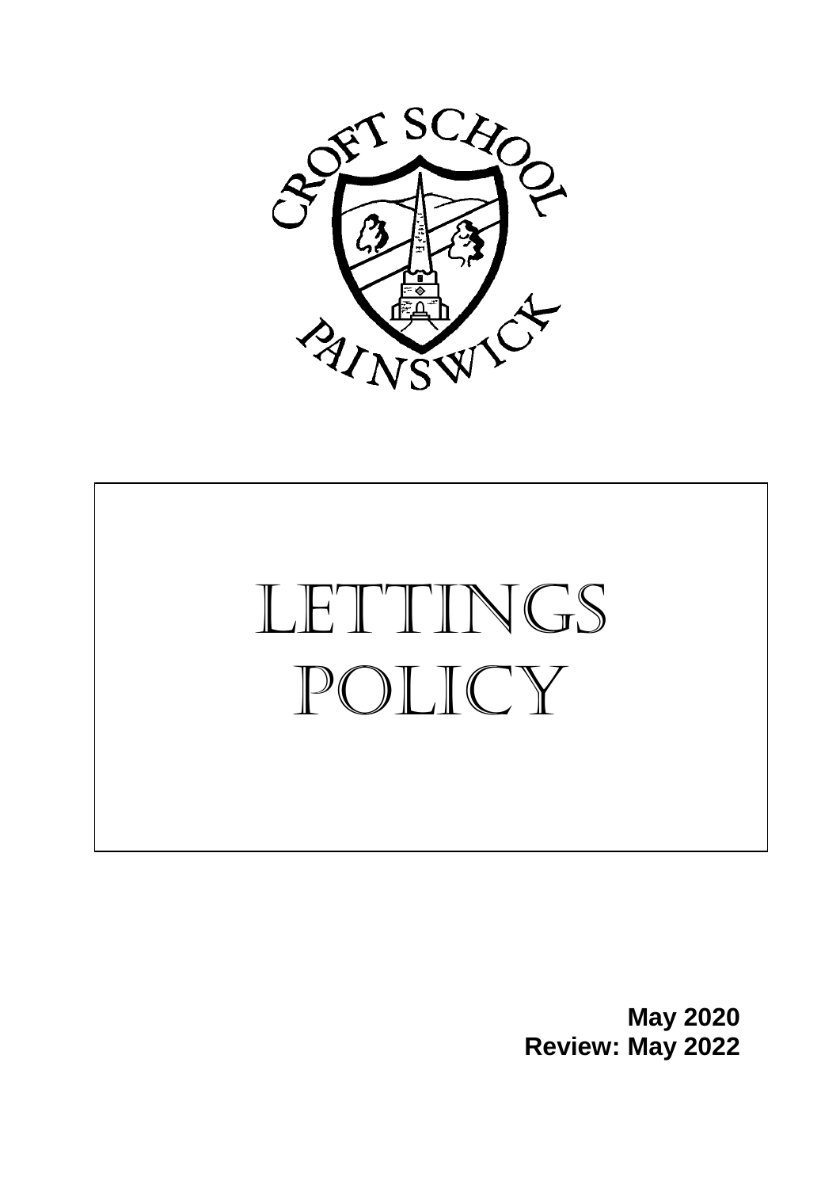# LETTINGS POLICY

**May 2020**
**Review: May 2022**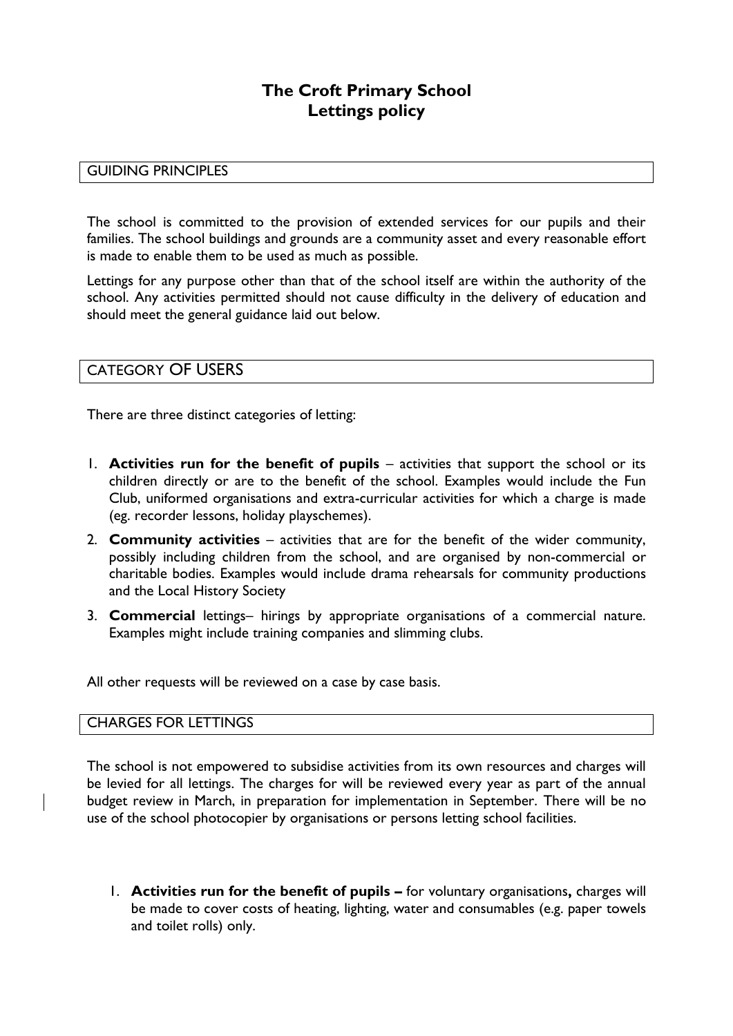# The Croft Primary School
# Lettings policy

## GUIDING PRINCIPLES

The school is committed to the provision of extended services for our pupils and their families. The school buildings and grounds are a community asset and every reasonable effort is made to enable them to be used as much as possible.

Lettings for any purpose other than that of the school itself are within the authority of the school. Any activities permitted should not cause difficulty in the delivery of education and should meet the general guidance laid out below.

## CATEGORY OF USERS

There are three distinct categories of letting:

1. **Activities run for the benefit of pupils** – activities that support the school or its children directly or are to the benefit of the school. Examples would include the Fun Club, uniformed organisations and extra-curricular activities for which a charge is made (eg. recorder lessons, holiday playschemes).
2. **Community activities** – activities that are for the benefit of the wider community, possibly including children from the school, and are organised by non-commercial or charitable bodies. Examples would include drama rehearsals for community productions and the Local History Society
3. **Commercial** lettings– hirings by appropriate organisations of a commercial nature. Examples might include training companies and slimming clubs.

All other requests will be reviewed on a case by case basis.

## CHARGES FOR LETTINGS

The school is not empowered to subsidise activities from its own resources and charges will be levied for all lettings. The charges for will be reviewed every year as part of the annual budget review in March, in preparation for implementation in September. There will be no use of the school photocopier by organisations or persons letting school facilities.

1. **Activities run for the benefit of pupils –** for voluntary organisations**,** charges will be made to cover costs of heating, lighting, water and consumables (e.g. paper towels and toilet rolls) only.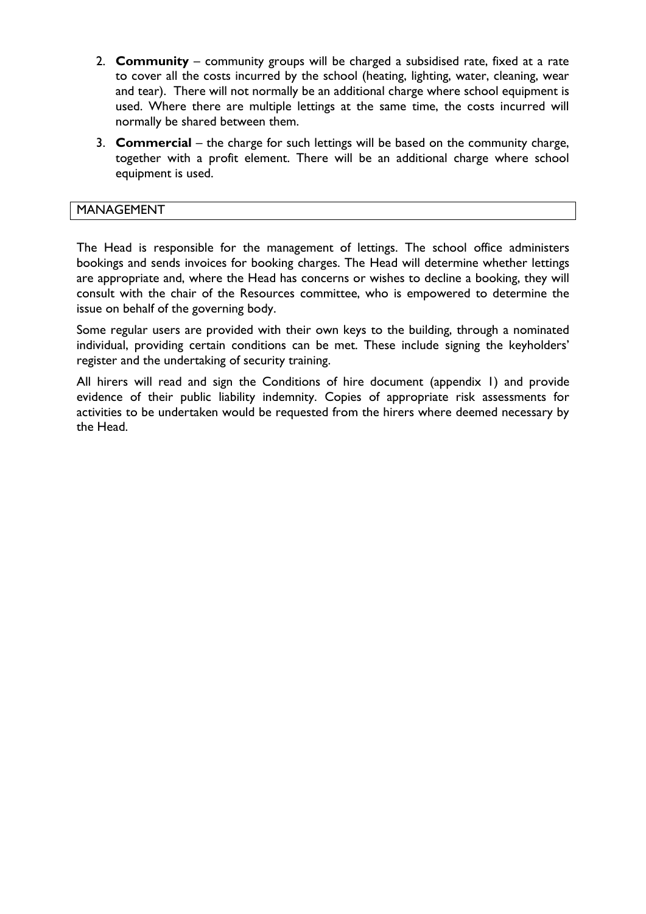2. **Community** – community groups will be charged a subsidised rate, fixed at a rate to cover all the costs incurred by the school (heating, lighting, water, cleaning, wear and tear). There will not normally be an additional charge where school equipment is used. Where there are multiple lettings at the same time, the costs incurred will normally be shared between them.
3. **Commercial** – the charge for such lettings will be based on the community charge, together with a profit element. There will be an additional charge where school equipment is used.

## MANAGEMENT

The Head is responsible for the management of lettings. The school office administers bookings and sends invoices for booking charges. The Head will determine whether lettings are appropriate and, where the Head has concerns or wishes to decline a booking, they will consult with the chair of the Resources committee, who is empowered to determine the issue on behalf of the governing body.

Some regular users are provided with their own keys to the building, through a nominated individual, providing certain conditions can be met. These include signing the keyholders' register and the undertaking of security training.

All hirers will read and sign the Conditions of hire document (appendix 1) and provide evidence of their public liability indemnity. Copies of appropriate risk assessments for activities to be undertaken would be requested from the hirers where deemed necessary by the Head.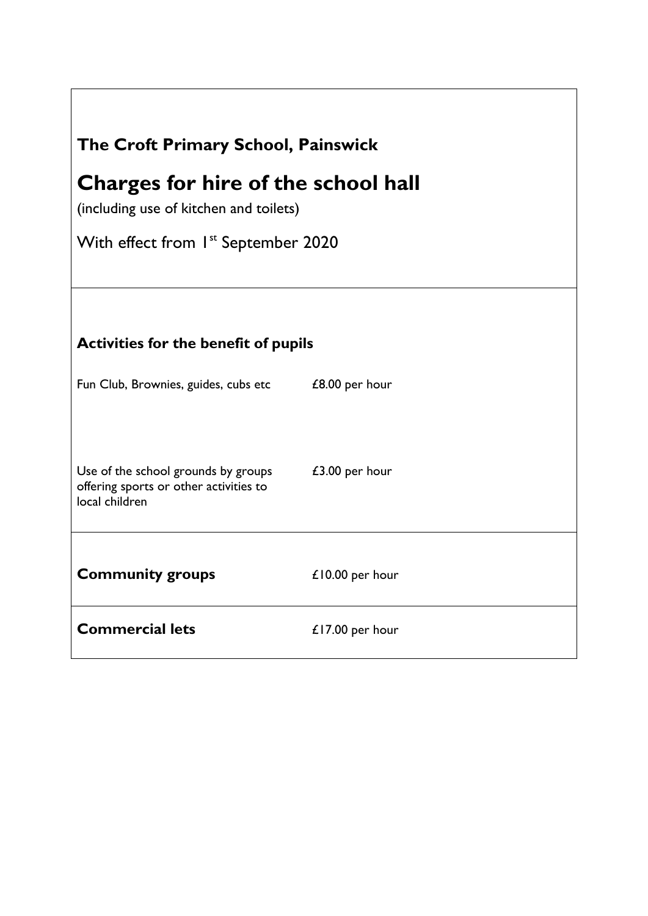## The Croft Primary School, Painswick

# Charges for hire of the school hall

(including use of kitchen and toilets)

With effect from 1st September 2020

### Activities for the benefit of pupils

| | |
|---|---|
| Fun Club, Brownies, guides, cubs etc | £8.00 per hour |
| Use of the school grounds by groups offering sports or other activities to local children | £3.00 per hour |
| **Community groups** | £10.00 per hour |
| **Commercial lets** | £17.00 per hour |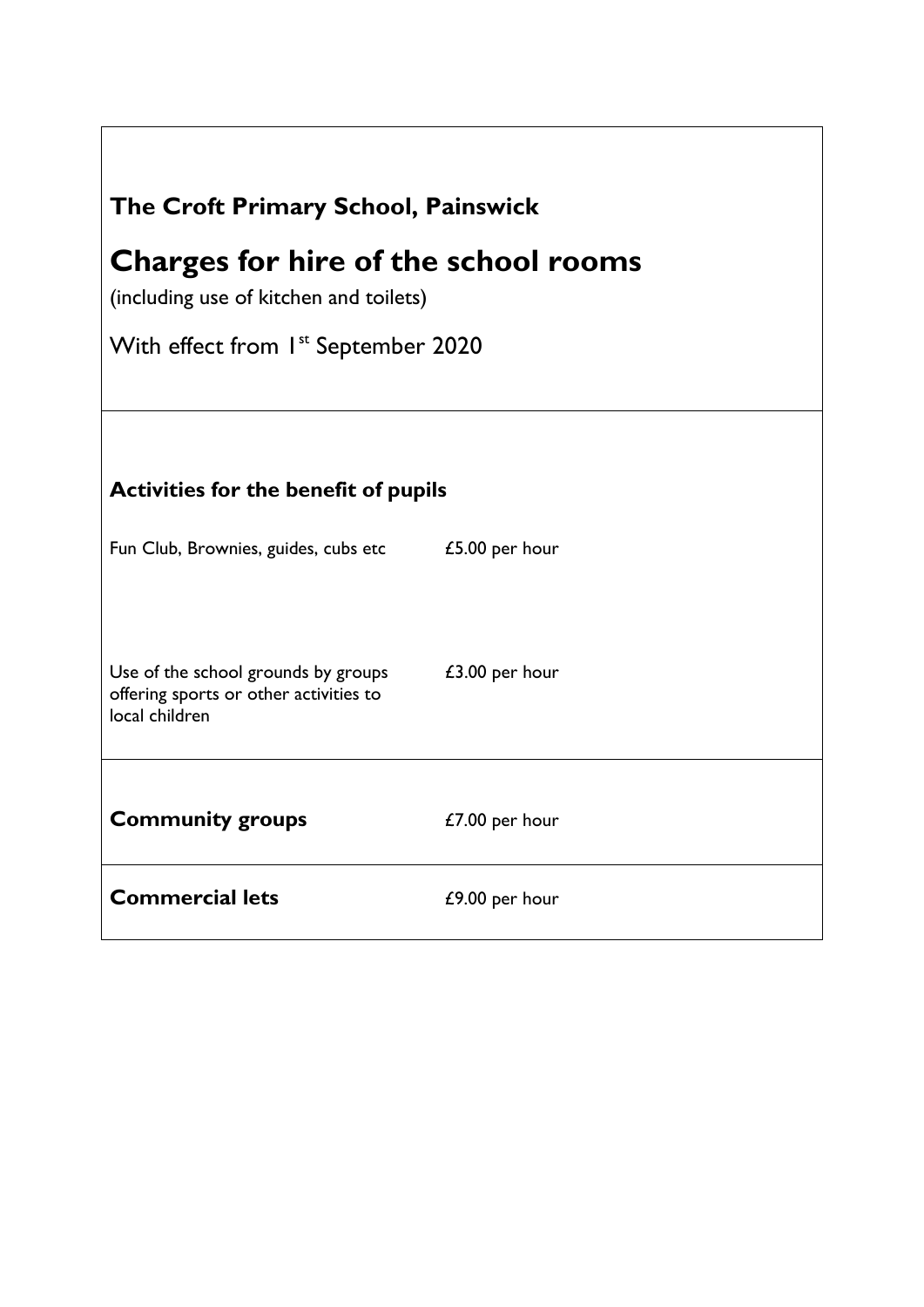**The Croft Primary School, Painswick**

# Charges for hire of the school rooms

(including use of kitchen and toilets)

With effect from 1st September 2020

### Activities for the benefit of pupils

| | |
|---|---|
| Fun Club, Brownies, guides, cubs etc | £5.00 per hour |
| Use of the school grounds by groups offering sports or other activities to local children | £3.00 per hour |

| | |
|---|---|
| **Community groups** | £7.00 per hour |
| **Commercial lets** | £9.00 per hour |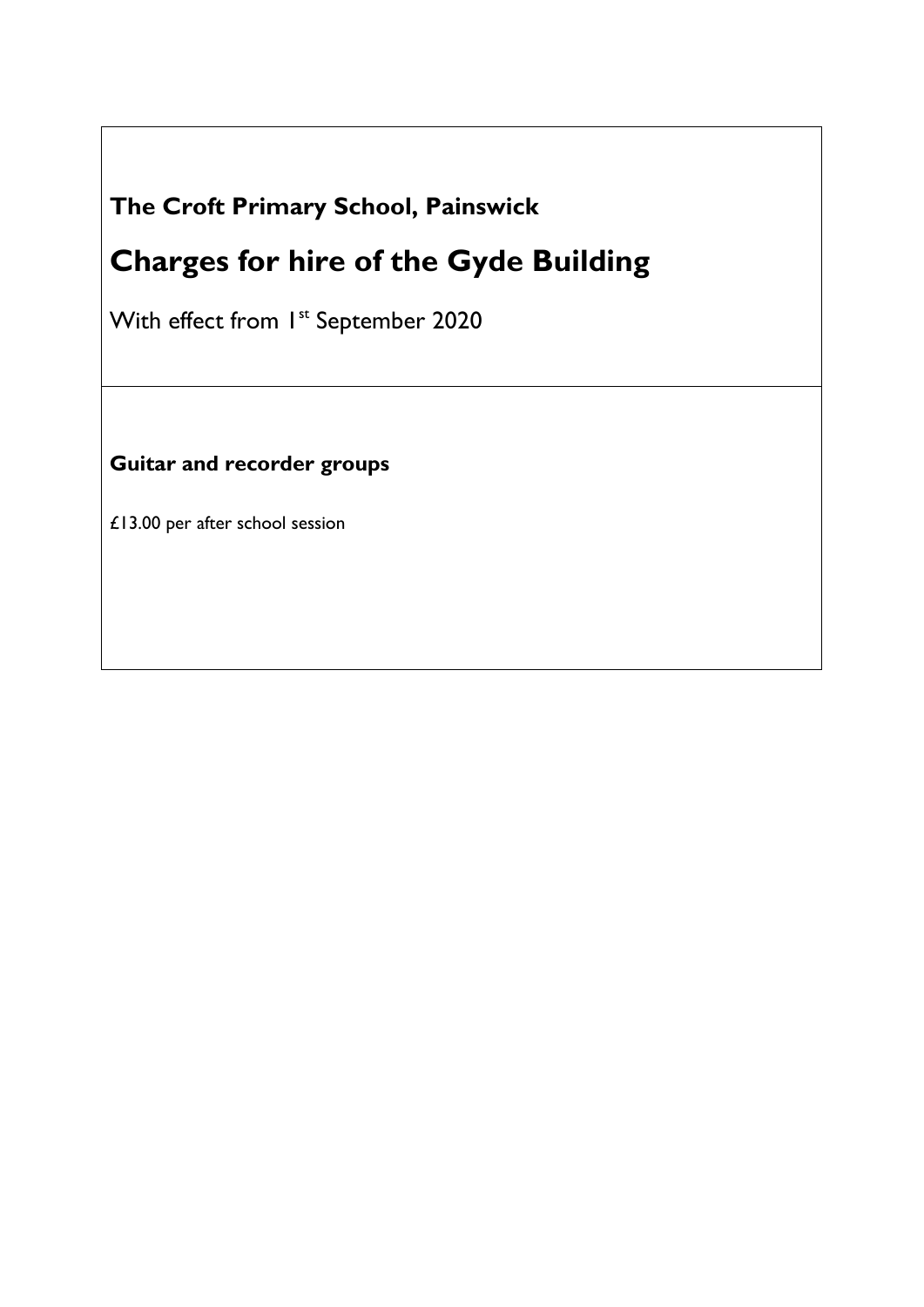**The Croft Primary School, Painswick**

# Charges for hire of the Gyde Building

With effect from 1st September 2020

**Guitar and recorder groups**

£13.00 per after school session